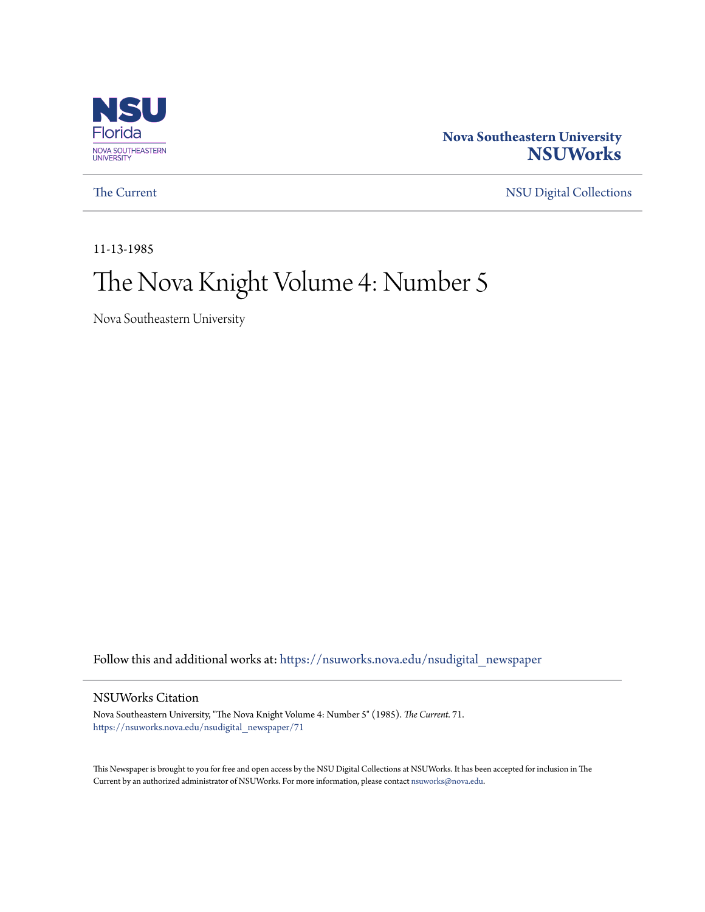Nova Southeastern University
**NSUWorks**

The Current | NSU Digital Collections

11-13-1985

# The Nova Knight Volume 4: Number 5

Nova Southeastern University

Follow this and additional works at: https://nsuworks.nova.edu/nsudigital_newspaper

## NSUWorks Citation

Nova Southeastern University, "The Nova Knight Volume 4: Number 5" (1985). *The Current*. 71.
https://nsuworks.nova.edu/nsudigital_newspaper/71

This Newspaper is brought to you for free and open access by the NSU Digital Collections at NSUWorks. It has been accepted for inclusion in The Current by an authorized administrator of NSUWorks. For more information, please contact nsuworks@nova.edu.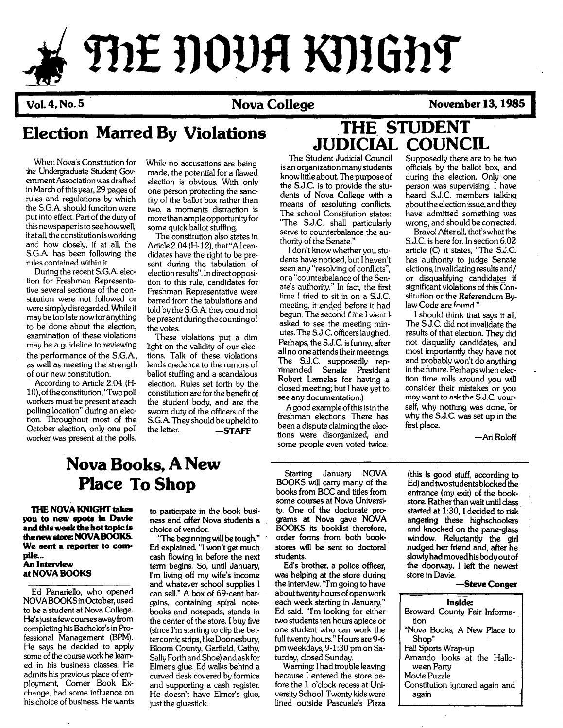# The Nova Knight

**Vol. 4, No. 5** | **Nova College** | **November 13, 1985**

## Election Marred By Violations

When Nova's Constitution for the Undergraduate Student Government Association was drafted in March of this year, 29 pages of rules and regulations by which the S.G.A. should funciton were put into effect. Part of the duty of this newspaper is to see how well, if at all, the constitution is working and how closely, if at all, the S.G.A. has been following the rules contained within it.

During the recent S.G.A. election for Freshman Representative several sections of the constitution were not followed or were simply disregarded. While it may be too late now for anything to be done about the election, examination of these violations may be a guideline to reviewing the performance of the S.G.A., as well as meeting the strength of our new constitution.

According to Article 2.04 (H-10), of the constitution, "Two poll workers must be present at each polling location" during an election. Throughout most of the October election, only one poll worker was present at the polls.

While no accusations are being made, the potential for a flawed election is obvious. With only one person protecting the sanctity of the ballot box rather than two, a moments distraction is more than ample opportunity for some quick ballot stuffing.

The constitution also states in Article 2.04 (H-12), that "All candidates have the right to be present during the tabulation of election results". In direct opposition to this rule, candidates for Freshman Representative were barred from the tabulations and told by the S.G.A. they could not be present during the counting of the votes.

These violations put a dim light on the validity of our elections. Talk of these violations lends credence to the rumors of ballot stuffing and a scandalous election. Rules set forth by the constitution are for the benefit of the student body, and are the sworn duty of the officers of the S.G.A. They should be upheld to the letter.

—**STAFF**

## THE STUDENT JUDICIAL COUNCIL

The Student Judicial Council is an organization many students know little about. The purpose of the S.J.C. is to provide the students of Nova College with a means of resoluting conflicts. The school Constitution states: "The S.J.C. shall particularly serve to counterbalance the authority of the Senate."

I don't know whether you students have noticed, but I haven't seen any "resolving of conflicts", or a "counterbalance of the Senate's authority." In fact, the first time I tried to sit in on a S.J.C. meeting, it ended before it had begun. The second time I went I asked to see the meeting minutes. The S.J.C. officers laughed. Perhaps, the S.J.C. is funny, after all no one attends their meetings. The S.J.C. supposedly reprimanded Senate President Robert Lamelas for having a closed meeting; but I have yet to see any documentation.)

A good example of this is in the freshman elections. There has been a dispute claiming the elections were disorganized, and some people even voted twice. Supposedly there are to be two officials by the ballot box, and during the election. Only one person was supervising. I have heard S.J.C. members talking about the election issue, and they have admitted something was wrong, and should be corrected.

Bravo! After all, that's what the S.J.C. is here for. In section 6.02 article (C) it states, "The S.J.C. has authority to judge Senate elctions, invalidating results and/or disqualifying candidates if significant violations of this Constitution or the Referendum By-law Code are found."

I should think that says it all. The S.J.C. did not invalidate the results of that election. They did not disqualify candidates, and most importantly they have not and probably won't do anything in the future. Perhaps when election time rolls around you will consider their mistakes or you may want to ask the S.J.C. yourself, why nothing was done, or why the S.J.C. was set up in the first place.

—Ari Roloff

## Nova Books, A New Place To Shop

**THE NOVA KNIGHT takes you to new spots in Davie and this week the hot topic is the new store: NOVA BOOKS. We sent a reporter to compile...**
**An Interview at NOVA BOOKS**

Ed Panariello, who opened NOVA BOOKS in October, used to be a student at Nova College. He's just a few courses away from completing his Bachelor's in Professional Management (BPM). He says he decided to apply some of the course work he learned in his business classes. He admits his previous place of employment, Corner Book Exchange, had some influence on his choice of business. He wants to participate in the book business and offer Nova students a choice of vendor.

"The beginning will be tough," Ed explained, "I won't get much cash flowing in before the next term begins. So, until January, I'm living off my wife's income and whatever school supplies I can sell." A box of 69-cent bargains, containing spiral notebooks and notepads, stands in the center of the store. I buy five (since I'm starting to clip the better comic strips, like Doonesbury, Bloom County, Garfield, Cathy, Sally Forth and Shoe) and ask for Elmer's glue. Ed walks behind a curved desk covered by formica and supporting a cash register. He doesn't have Elmer's glue, just the gluestick.

Starting January NOVA BOOKS will carry many of the books from BCC and titles from some courses at Nova University. One of the doctorate programs at Nova gave NOVA BOOKS its booklist therefore, order forms from both bookstores will be sent to doctoral students.

Ed's brother, a police officer, was helping at the store during the interview. "I'm going to have about twenty hours of open work each week starting in January," Ed said. "I'm looking for either two students ten hours apiece or one student who can work the full twenty hours." Hours are 9-6 pm weekdays, 9-1:30 pm on Saturday, closed Sunday.

Warning: I had trouble leaving because I entered the store before the 1 o'clock recess at University School. Twenty kids were lined outside Pascuale's Pizza (this is good stuff, according to Ed) and two students blocked the entrance (my exit) of the bookstore. Rather than wait until class started at 1:30, I decided to risk angering these highschoolers and knocked on the pane-glass window. Reluctantly the girl nudged her friend and, after he slowly had moved his body out of the doorway, I left the newest store in Davie.

—**Steve Conger**

**Inside:**

- Broward County Fair Information
- "Nova Books, A New Place to Shop"
- Fall Sports Wrap-up
- Amando looks at the Halloween Party
- Movie Puzzle
- Constitution ignored again and again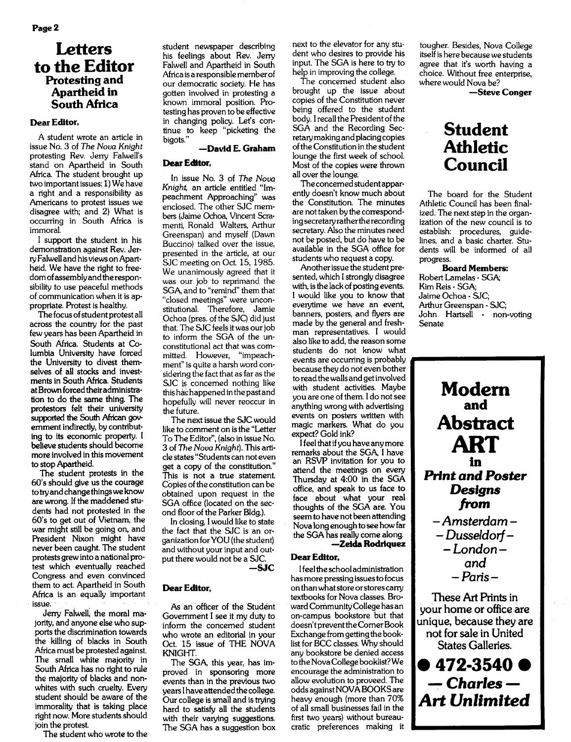# Letters to the Editor

## Protesting and Apartheid in South Africa

**Dear Editor,**

A student wrote an article in issue No. 3 of *The Nova Knight* protesting Rev. Jerry Falwell's stand on Apartheid in South Africa. The student brought up two important issues: 1) We have a right and a responsibility as Americans to protest issues we disagree with; and 2) What is occurring in South Africa is immoral.

I support the student in his demonstration against Rev. Jerry Falwell and his views on Apartheid. We have the right to freedom of assembly and the responsibility to use peaceful methods of communication when it is appropriate. Protest is healthy.

The focus of student protest all across the country for the past few years has been Apartheid in South Africa. Students at Columbia University have forced the University to divest themselves of all stocks and investments in South Africa. Students at Brown forced their administration to do the same thing. The protestors felt their university supported the South African government indirectly, by contributing to its economic property. I believe students should become more involved in this movement to stop Apartheid.

The student protests in the 60's should give us the courage to try and change things we know are wrong. If the maddened students had not protested in the 60's to get out of Vietnam, the war might still be going on, and President Nixon might have never been caught. The student protests grew into a national protest which eventually reached Congress and even convinced them to act. Apartheid in South Africa is an equally important issue.

Jerry Falwell, the moral majority, and anyone else who supports the discrimination towards the killing of blacks in South Africa must be protested against. The small white majority in South Africa has no right to rule the majority of blacks and non-whites with such cruelty. Every student should be aware of the immorality that is taking place right now. More students should join the protest.

The student who wrote to the student newspaper describing his feelings about Rev. Jerry Falwell and Apartheid in South Africa is a responsible member of our democratic society. He has gotten involved in protesting a known immoral position. Protesting has proven to be effective in changing policy. Let's continue to keep "picketing the bigots."

**—David E. Graham**

**Dear Editor,**

In issue No. 3 of *The Nova Knight*, an article entitled "Impeachment Approaching" was enclosed. The other SJC members (Jaime Ochoa, Vincent Scramenti, Ronald Walters, Arthur Greenspan) and myself (Dawn Buccino) talked over the issue, presented in the article, at our SJC meeting on Oct. 15, 1985. We unanimously agreed that it was our job to reprimand the SGA, and to "remind" them that "closed meetings" were unconstitutional. Therefore, Jamie Ochoa (pres. of the SJC) did just that. The SJC feels it was our job to inform the SGA of the unconstitutional act that was committed. However, "impeachment" is quite a harsh word considering the fact that as far as the SJC is concerned nothing like this has happened in the past and hopefully will never reoccur in the future.

The next issue the SJC would like to comment on is the "Letter To The Editor", (also in issue No. 3 of *The Nova Knight*). This article states "Students can not even get a copy of the constitution." This is not a true statement. Copies of the constitution can be obtained upon request in the SGA office (located on the second floor of the Parker Bldg.).

In closing, I would like to state the fact that the SJC is an organization for YOU (the student) and without your input and output there would not be a SJC.

**—SJC**

**Dear Editor,**

As an officer of the Student Government I see it my duty to inform the concerned student who wrote an editorial in your Oct. 15 issue of THE NOVA KNIGHT.

The SGA, this year, has improved in sponsoring more events than in the previous two years I have attended the college. Our college is small and is trying hard to satisfy all the students with their varying suggestions. The SGA has a suggestion box next to the elevator for any student who desires to provide his input. The SGA is here to try to help in improving the college.

The concerned student also brought up the issue about copies of the Constitution never being offered to the student body. I recall the President of the SGA and the Recording Secretary making and placing copies of the Constitution in the student lounge the first week of school. Most of the copies were thrown all over the lounge.

The concerned student apparently doesn't know much about the Constitution. The minutes are not taken by the corresponding secretary rather the recording secretary. Also the minutes need not be posted, but do have to be available in the SGA office for students who request a copy.

Another issue the student presented, which I strongly disagree with, is the lack of posting events. I would like you to know that everytime we have an event, banners, posters, and flyers are made by the general and freshman representatives. I would also like to add, the reason some students do not know what events are occurring is probably because they do not even bother to read the walls and get involved with student activities. Maybe you are one of them. I do not see anything wrong with advertising events on posters written with magic markers. What do you expect? Gold ink?

I feel that if you have any more remarks about the SGA, I have an RSVP invitation for you to attend the meetings on every Thursday at 4:00 in the SGA office, and speak to us face to face about what your real thoughts of the SGA are. You seem to have not been attending Nova long enough to see how far the SGA has really come along.

**—Zelda Rodriquez**

**Dear Editor,**

I feel the school administration has more pressing issues to focus on than what store or stores carry textbooks for Nova classes. Broward Community College has an on-campus bookstore but that doesn't prevent the Corner Book Exchange from getting the booklist for BCC classes. Why should any bookstore be denied access to the Nova College booklist? We encourage the administration to allow evolution to proceed. The odds against NOVA BOOKS are heavy enough (more than 70% of all small businesses fail in the first two years) without bureaucratic preferences making it tougher. Besides, Nova College itself is here because we students agree that it's worth having a choice. Without free enterprise, where would Nova be?

**—Steve Conger**

# Student Athletic Council

The board for the Student Athletic Council has been finalized. The next step in the organization of the new council is to establish: procedures, guidelines, and a basic charter. Students will be informed of all progress.

**Board Members:**

Robert Lamelas - SGA;
Kim Reis - SGA;
Jaime Ochoa - SJC;
Arthur Greenspan - SJC;
John Hartsell - non-voting Senate

---

**Modern and Abstract ART in *Print and Poster Designs from***

***– Amsterdam –***
***– Dusseldorf –***
***– London –***
***and***
***– Paris –***

These Art Prints in your home or office are unique, because they are not for sale in United States Galleries.

**● 472-3540 ●**

***— Charles —***
***Art Unlimited***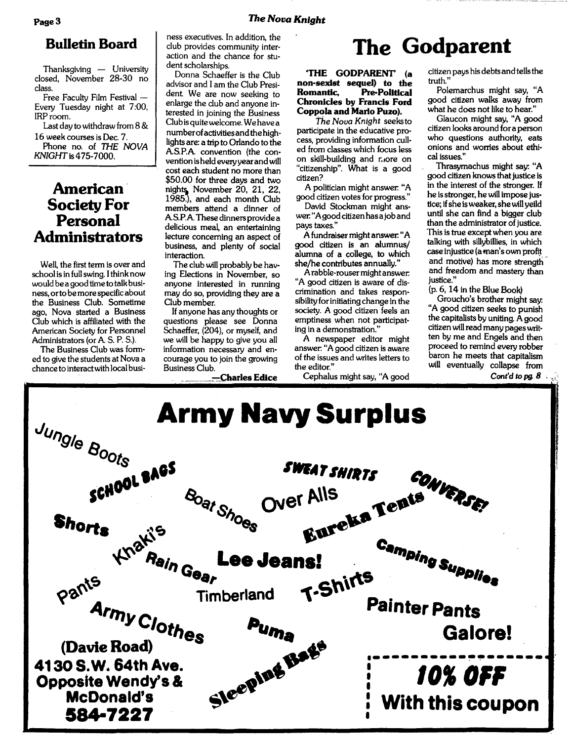## Bulletin Board

Thanksgiving — University closed, November 28-30 no class.

Free Faculty Film Festival — Every Tuesday night at 7:00, IRP room.

Last day to withdraw from 8 & 16 week courses is Dec. 7.

Phone no. of *THE NOVA KNIGHT* is 475-7000.

## American Society For Personal Administrators

Well, the first term is over and school is in full swing. I think now would be a good time to talk business, or to be more specific about the Business Club. Sometime ago, Nova started a Business Club which is affiliated with the American Society for Personnel Administrators (or A. S. P. S.).

The Business Club was formed to give the students at Nova a chance to interact with local business executives. In addition, the club provides community interaction and the chance for student scholarships.

Donna Schaeffer is the Club advisor and I am the Club President. We are now seeking to enlarge the club and anyone interested in joining the Business Club is quite welcome. We have a number of activities and the highlights are: a trip to Orlando to the A.S.P.A. convention (the convention is held every year and will cost each student no more than $50.00 for three days and two nights, November 20, 21, 22, 1985.), and each month Club members attend a dinner of A.S.P.A. These dinners provide a delicious meal, an entertaining lecture concerning an aspect of business, and plenty of social interaction.

The club will probably be having Elections in November, so anyone interested in running may do so, providing they are a Club member.

If anyone has any thoughts or questions please see Donna Schaeffer, (204), or myself, and we will be happy to give you all information necessary and encourage you to join the growing Business Club.

—**Charles Edice**

# The Godparent

**'THE GODPARENT' (a non-sexist sequel) to the Romantic, Pre-Political Chronicles by Francis Ford Coppola and Mario Puzo).**

*The Nova Knight* seeks to participate in the educative process, providing information culled from classes which focus less on skill-building and more on "citizenship". What is a good citizen?

A politician might answer: "A good citizen votes for progress."

David Stockman might answer: "A good citizen has a job and pays taxes."

A fundraiser might answer: "A good citizen is an alumnus/alumna of a college, to which she/he contributes annually."

A rabble-rouser might answer: "A good citizen is aware of discrimination and takes responsibility for initiating change in the society. A good citizen feels an emptiness when not participating in a demonstration."

A newspaper editor might answer: "A good citizen is aware of the issues and writes letters to the editor."

Cephalus might say, "A good citizen pays his debts and tells the truth."

Polemarchus might say, "A good citizen walks away from what he does not like to hear."

Glaucon might say, "A good citizen looks around for a person who questions authority, eats onions and worries about ethical issues."

Thrasymachus might say: "A good citizen knows that justice is in the interest of the stronger. If he is stronger, he will impose justice; if she is weaker, she will yeild until she can find a bigger club than the administrator of justice. This is true except when you are talking with sillybillies, in which case injustice (a man's own profit and motive) has more strength and freedom and mastery than justice."

(p. 6, 14 in the Blue Book)

Groucho's brother might say: "A good citizen seeks to punish the capitalists by uniting. A good citizen will read many pages written by me and Engels and then proceed to remind every robber baron he meets that capitalism will eventually collapse from

*Cont'd to pg. 8*

# Army Navy Surplus

Jungle Boots, School Bags, Sweat Shirts, Converse!, Boat Shoes, Over Alls, Eureka Tents, Shorts, Khaki's, Rain Gear, **Lee Jeans!**, Camping Supplies, Pants, Timberland, T-Shirts, Painter Pants, Army Clothes, Puma, Galore!, Sleeping Bags

**(Davie Road)**
**4130 S.W. 64th Ave.**
**Opposite Wendy's & McDonald's**
**584-7227**

**10% OFF**
**With this coupon**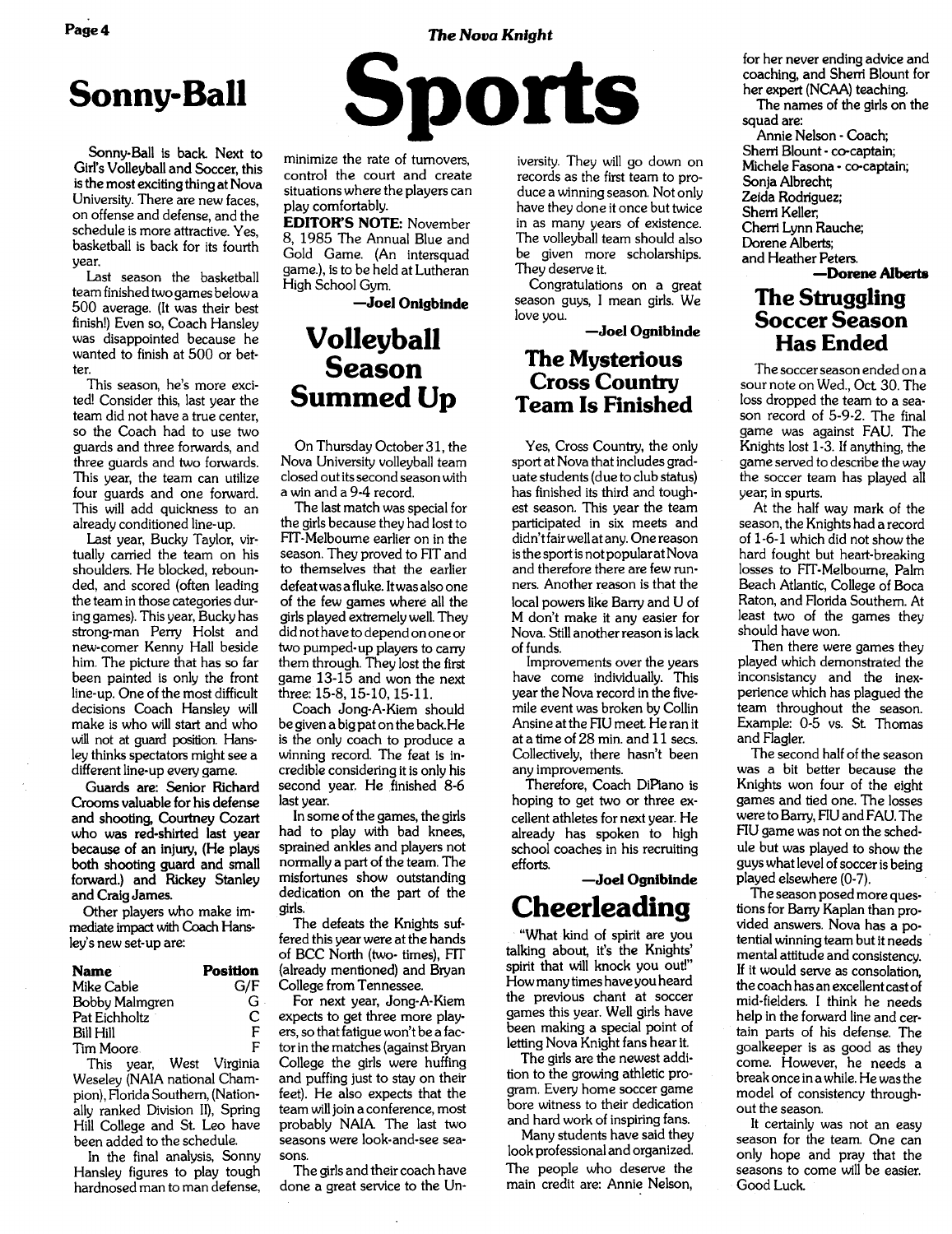# Sports

## Sonny-Ball

Sonny-Ball is back. Next to Girl's Volleyball and Soccer, this is the most exciting thing at Nova University. There are new faces, on offense and defense, and the schedule is more attractive. Yes, basketball is back for its fourth year.

Last season the basketball team finished two games below a 500 average. (It was their best finish!) Even so, Coach Hansley was disappointed because he wanted to finish at 500 or better.

This season, he's more excited! Consider this, last year the team did not have a true center, so the Coach had to use two guards and three forwards, and three guards and two forwards. This year, the team can utilize four guards and one forward. This will add quickness to an already conditioned line-up.

Last year, Bucky Taylor, virtually carried the team on his shoulders. He blocked, rebounded, and scored (often leading the team in those categories during games). This year, Bucky has strong-man Perry Holst and new-comer Kenny Hall beside him. The picture that has so far been painted is only the front line-up. One of the most difficult decisions Coach Hansley will make is who will start and who will not at guard position. Hansley thinks spectators might see a different line-up every game.

**Guards are: Senior Richard Crooms valuable for his defense and shooting, Courtney Cozart who was red-shirted last year because of an injury, (He plays both shooting guard and small forward.) and Rickey Stanley and Craig James.**

Other players who make immediate impact with Coach Hansley's new set-up are:

| Name | Position |
|---|---|
| Mike Cable | G/F |
| Bobby Malmgren | G |
| Pat Eichholtz | C |
| Bill Hill | F |
| Tim Moore | F |

This year, West Virginia Weseley (NAIA national Champion), Florida Southern, (Nationally ranked Division II), Spring Hill College and St. Leo have been added to the schedule.

In the final analysis, Sonny Hansley figures to play tough hardnosed man to man defense, minimize the rate of turnovers, control the court and create situations where the players can play comfortably.

**EDITOR'S NOTE:** November 8, 1985 The Annual Blue and Gold Game. (An intersquad game.), is to be held at Lutheran High School Gym.

**—Joel Onigbinde**

## Volleyball Season Summed Up

On Thursday October 31, the Nova University volleyball team closed out its second season with a win and a 9-4 record.

The last match was special for the girls because they had lost to FIT-Melbourne earlier on in the season. They proved to FIT and to themselves that the earlier defeat was a fluke. It was also one of the few games where all the girls played extremely well. They did not have to depend on one or two pumped-up players to carry them through. They lost the first game 13-15 and won the next three: 15-8, 15-10, 15-11.

Coach Jong-A-Kiem should be given a big pat on the back. He is the only coach to produce a winning record. The feat is incredible considering it is only his second year. He finished 8-6 last year.

In some of the games, the girls had to play with bad knees, sprained ankles and players not normally a part of the team. The misfortunes show outstanding dedication on the part of the girls.

The defeats the Knights suffered this year were at the hands of BCC North (two- times), FIT (already mentioned) and Bryan College from Tennessee.

For next year, Jong-A-Kiem expects to get three more players, so that fatigue won't be a factor in the matches (against Bryan College the girls were huffing and puffing just to stay on their feet). He also expects that the team will join a conference, most probably NAIA. The last two seasons were look-and-see seasons.

The girls and their coach have done a great service to the University. They will go down on records as the first team to produce a winning season. Not only have they done it once but twice in as many years of existence. The volleyball team should also be given more scholarships. They deserve it.

Congratulations on a great season guys, I mean girls. We love you.

**—Joel Ognibinde**

## The Mysterious Cross Country Team Is Finished

Yes, Cross Country, the only sport at Nova that includes graduate students (due to club status) has finished its third and toughest season. This year the team participated in six meets and didn't fair well at any. One reason is the sport is not popular at Nova and therefore there are few runners. Another reason is that the local powers like Barry and U of M don't make it any easier for Nova. Still another reason is lack of funds.

Improvements over the years have come individually. This year the Nova record in the five-mile event was broken by Collin Ansine at the FIU meet. He ran it at a time of 28 min. and 11 secs. Collectively, there hasn't been any improvements.

Therefore, Coach DiPiano is hoping to get two or three excellent athletes for next year. He already has spoken to high school coaches in his recruiting efforts.

**—Joel Ognibinde**

## Cheerleading

"What kind of spirit are you talking about, it's the Knights' spirit that will knock you out!" How many times have you heard the previous chant at soccer games this year. Well girls have been making a special point of letting Nova Knight fans hear it.

The girls are the newest addition to the growing athletic program. Every home soccer game bore witness to their dedication and hard work of inspiring fans.

Many students have said they look professional and organized. The people who deserve the main credit are: Annie Nelson, for her never ending advice and coaching, and Sherri Blount for her expert (NCAA) teaching.

The names of the girls on the squad are:

Annie Nelson - Coach;
Sherri Blount - co-captain;
Michele Fasona - co-captain;
Sonja Albrecht;
Zelda Rodriguez;
Sherri Keller;
Cherri Lynn Rauche;
Dorene Alberts;
and Heather Peters.

**—Dorene Alberts**

## The Struggling Soccer Season Has Ended

The soccer season ended on a sour note on Wed., Oct. 30. The loss dropped the team to a season record of 5-9-2. The final game was against FAU. The Knights lost 1-3. If anything, the game served to describe the way the soccer team has played all year, in spurts.

At the half way mark of the season, the Knights had a record of 1-6-1 which did not show the hard fought but heart-breaking losses to FIT-Melbourne, Palm Beach Atlantic, College of Boca Raton, and Florida Southern. At least two of the games they should have won.

Then there were games they played which demonstrated the inconsistancy and the inexperience which has plagued the team throughout the season. Example: 0-5 vs. St. Thomas and Flagler.

The second half of the season was a bit better because the Knights won four of the eight games and tied one. The losses were to Barry, FIU and FAU. The FIU game was not on the schedule but was played to show the guys what level of soccer is being played elsewhere (0-7).

The season posed more questions for Barry Kaplan than provided answers. Nova has a potential winning team but it needs mental attitude and consistency. If it would serve as consolation, the coach has an excellent cast of mid-fielders. I think he needs help in the forward line and certain parts of his defense. The goalkeeper is as good as they come. However, he needs a break once in a while. He was the model of consistency throughout the season.

It certainly was not an easy season for the team. One can only hope and pray that the seasons to come will be easier. Good Luck.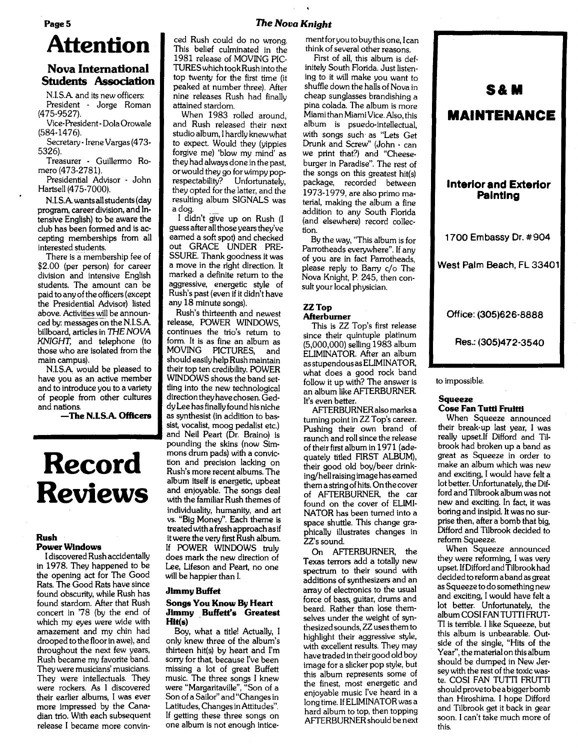# Attention

## Nova International Students Association

N.I.S.A. and its new officers:

President - Jorge Roman (475-9527).

Vice-President - Dola Orowale (584-1476).

Secretary - Irene Vargas (473-5326).

Treasurer - Guillermo Romero (473-2781).

Presidential Advisor - John Hartsell (475-7000).

N.I.S.A. wants all students (day program, career division, and Intensive English) to be aware the club has been formed and is accepting memberships from all interested students.

There is a membership fee of $2.00 (per person) for career division and intensive English students. The amount can be paid to any of the officers (except the Presidential Advisor) listed above. Activities will be announced by: messages on the N.I.S.A. billboard, articles in *THE NOVA KNIGHT*, and telephone (to those who are isolated from the main campus).

N.I.S.A. would be pleased to have you as an active member and to introduce you to a variety of people from other cultures and nations.

**—The N.I.S.A. Officers**

# Record Reviews

### Rush
### Power Windows

I discovered Rush accidentally in 1978. They happened to be the opening act for The Good Rats. The Good Rats have since found obscurity, while Rush has found stardom. After that Rush concert in '78 (by the end of which my eyes were wide with amazement and my chin had drooped to the floor in awe), and throughout the next few years, Rush became my favorite band. They were musicians' musicians. They were intellectuals. They were rockers. As I discovered their earlier albums, I was ever more impressed by the Canadian trio. With each subsequent release I became more convinced Rush could do no wrong. This belief culminated in the 1981 release of MOVING PICTURES which took Rush into the top twenty for the first time (it peaked at number three). After nine releases Rush had finally attained stardom.

When 1983 rolled around, and Rush released their next studio album, I hardly knew what to expect. Would they (yippies forgive me) 'blow my mind' as they had always done in the past, or would they go for wimpy pop-respectability? Unfortunately, they opted for the latter, and the resulting album SIGNALS was a dog.

I didn't give up on Rush (I guess after all those years they've earned a soft spot) and checked out GRACE UNDER PRESSURE. Thank goodness it was a move in the right direction. It marked a definite return to the aggressive, energetic style of Rush's past (even if it didn't have any 18 minute songs).

Rush's thirteenth and newest release, POWER WINDOWS, continues the trio's return to form. It is as fine an album as MOVING PICTURES, and should easily help Rush maintain their top ten credibility. POWER WINDOWS shows the band settling into the new technological direction they have chosen. Geddy Lee has finally found his niche as synthesist (in addition to bassist, vocalist, moog pedalist etc.) and Neil Peart (Dr. Braino) is pounding the skins (now Simmons drum pads) with a conviction and precision lacking on Rush's more recent albums. The album itself is energetic, upbeat and enjoyable. The songs deal with the familiar Rush themes of individuality, humanity, and art vs. "Big Money". Each theme is treated with a fresh approach as if it were the very first Rush album. If POWER WINDOWS truly does mark the new direction of Lee, Lifeson and Peart, no one will be happier than I.

### Jimmy Buffet
### Songs You Know By Heart Jimmy Buffett's Greatest Hit(s)

Boy, what a title! Actually, I only knew three of the album's thirteen hit(s) by heart and I'm sorry for that, because I've been missing a lot of great Buffett music. The three songs I knew were "Margaritaville", "Son of a Son of a Sailor" and "Changes in Latitudes, Changes in Attitudes". If getting these three songs on one album is not enough inticement for you to buy this one, I can think of several other reasons.

First of all, this album is definitely South Florida. Just listening to it will make you want to shuffle down the halls of Nova in cheap sunglasses brandishing a pina colada. The album is more Miami than Miami Vice. Also, this album is psuedo-intellectual, with songs such as "Lets Get Drunk and Screw" (John - can we print that?) and "Cheeseburger in Paradise". The rest of the songs on this greatest hit(s) package, recorded between 1973-1979, are also primo material, making the album a fine addition to any South Florida (and elsewhere) record collection.

By the way, "This album is for Parrotheads everywhere". If any of you are in fact Parrotheads, please reply to Barry c/o The Nova Knight, P. 245, then consult your local physician.

### ZZ Top
### Afterburner

This is ZZ Top's first release since their quintuple platinum (5,000,000) selling 1983 album ELIMINATOR. After an album as stupendous as ELIMINATOR, what does a good rock band follow it up with? The answer is an album like AFTERBURNER. It's even better.

AFTERBURNER also marks a turning point in ZZ Top's career. Pushing their own brand of raunch and roll since the release of their first album in 1971 (adequately titled FIRST ALBUM), their good old boy/beer drinking/hellraising image has earned them a string of hits. On the cover of AFTERBURNER, the car found on the cover of ELIMINATOR has been turned into a space shuttle. This change graphically illustrates changes in ZZ's sound.

On AFTERBURNER, the Texas terrors add a totally new spectrum to their sound with additions of synthesizers and an array of electronics to the usual force of bass, guitar, drums and beard. Rather than lose themselves under the weight of synthesized sounds, ZZ uses them to highlight their aggressive style, with excellent results. They may have traded in their good old boy image for a slicker pop style, but this album represents some of the finest, most energetic and enjoyable music I've heard in a long time. If ELIMINATOR was a hard album to top, then topping AFTERBURNER should be next to impossible.

### Squeeze
### Cose Fan Tutti Fruitti

When Squeeze announced their break-up last year, I was really upset. If Difford and Tilbrook had broken up a band as great as Squeeze in order to make an album which was new and exciting, I would have felt a lot better. Unfortunately, the Difford and Tilbrook album was not new and exciting. In fact, it was boring and insipid. It was no surprise then, after a bomb that big, Difford and Tilbrook decided to reform Squeeze.

When Squeeze announced they were reforming, I was very upset. If Difford and Tilbrook had decided to reform a band as great as Squeeze to do something new and exciting, I would have felt a lot better. Unfortunately, the album COSI FAN TUTTI FRUTTI is terrible. I like Squeeze, but this album is unbearable. Outside of the single, "Hits of the Year", the material on this album should be dumped in New Jersey with the rest of the toxic waste. COSI FAN TUTTI FRUTTI should prove to be a bigger bomb than Hiroshima. I hope Difford and Tilbrook get it back in gear soon. I can't take much more of this.

---

**S & M MAINTENANCE**

**Interior and Exterior Painting**

1700 Embassy Dr. #904

West Palm Beach, FL 33401

Office: (305)626-8888

Res.: (305)472-3540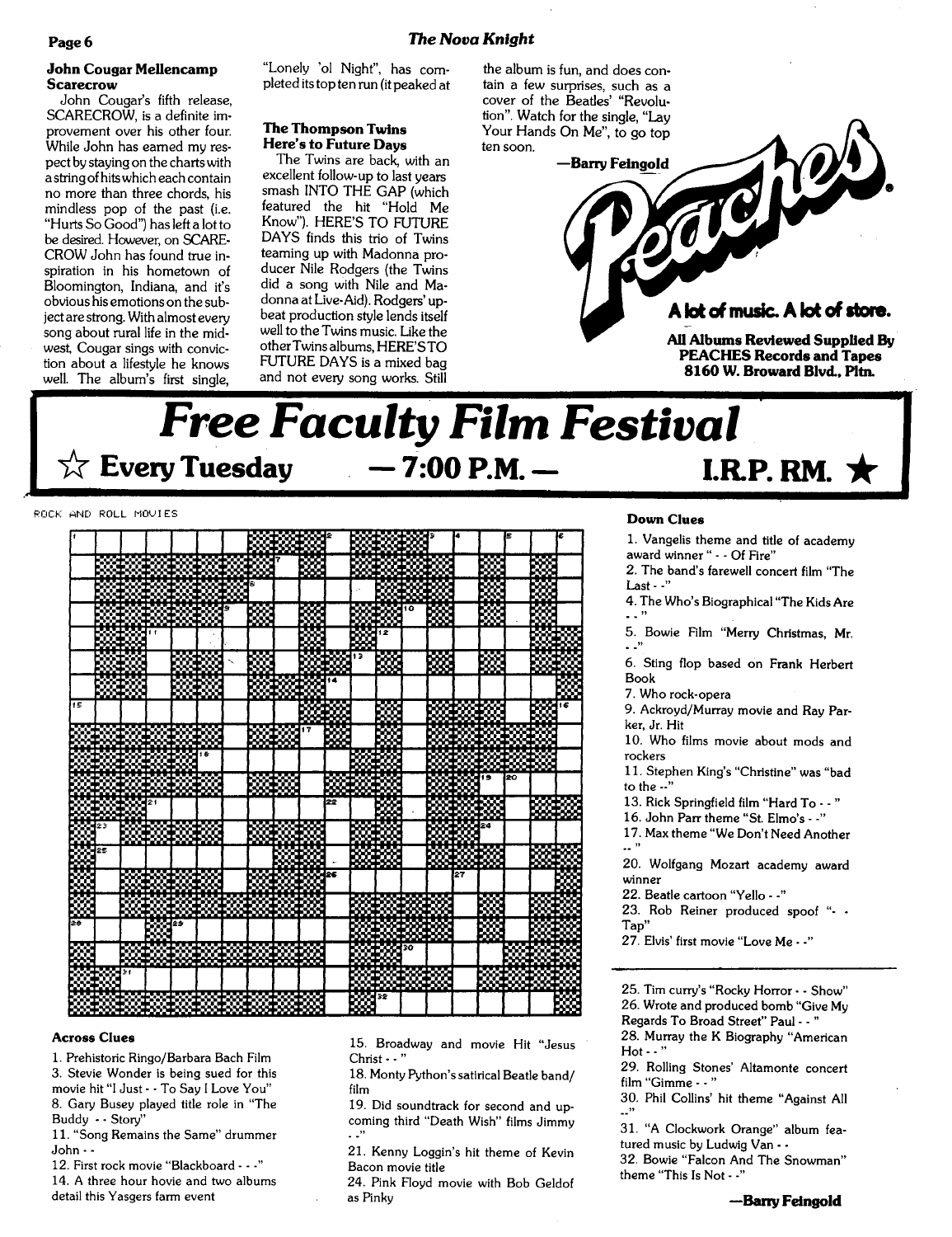### John Cougar Mellencamp Scarecrow

John Cougar's fifth release, SCARECROW, is a definite improvement over his other four. While John has earned my respect by staying on the charts with a string of hits which each contain no more than three chords, his mindless pop of the past (i.e. "Hurts So Good") has left a lot to be desired. However, on SCARECROW John has found true inspiration in his hometown of Bloomington, Indiana, and it's obvious his emotions on the subject are strong. With almost every song about rural life in the midwest, Cougar sings with conviction about a lifestyle he knows well. The album's first single, "Lonely 'ol Night", has completed its top ten run (it peaked at

### The Thompson Twins Here's to Future Days

The Twins are back, with an excellent follow-up to last years smash INTO THE GAP (which featured the hit "Hold Me Know"). HERE'S TO FUTURE DAYS finds this trio of Twins teaming up with Madonna producer Nile Rodgers (the Twins did a song with Nile and Madonna at Live-Aid). Rodgers' upbeat production style lends itself well to the Twins music. Like the other Twins albums, HERE'S TO FUTURE DAYS is a mixed bag and not every song works. Still the album is fun, and does contain a few surprises, such as a cover of the Beatles' "Revolution". Watch for the single, "Lay Your Hands On Me", to go top ten soon.

—Barry Feingold

**Peaches®**

**A lot of music. A lot of store.**

**All Albums Reviewed Supplied By PEACHES Records and Tapes 8160 W. Broward Blvd., Pltn.**

# *Free Faculty Film Festival*

**☆ Every Tuesday — 7:00 P.M. — I.R.P. RM. ★**

ROCK AND ROLL MOVIES

**Across Clues**

1. Prehistoric Ringo/Barbara Bach Film
3. Stevie Wonder is being sued for this movie hit "I Just - - To Say I Love You"
8. Gary Busey played title role in "The Buddy - - Story"
11. "Song Remains the Same" drummer John - -
12. First rock movie "Blackboard - - -"
14. A three hour hovie and two albums detail this Yasgers farm event
15. Broadway and movie Hit "Jesus Christ - - "
18. Monty Python's satirical Beatle band/film
19. Did soundtrack for second and upcoming third "Death Wish" films Jimmy - -"
21. Kenny Loggin's hit theme of Kevin Bacon movie title
24. Pink Floyd movie with Bob Geldof as Pinky
25. Tim curry's "Rocky Horror - - Show"
26. Wrote and produced bomb "Give My Regards To Broad Street" Paul - - "
28. Murray the K Biography "American Hot - - "
29. Rolling Stones' Altamonte concert film "Gimme - - "
30. Phil Collins' hit theme "Against All --"
31. "A Clockwork Orange" album featured music by Ludwig Van - -
32. Bowie "Falcon And The Snowman" theme "This Is Not - -"

**Down Clues**

1. Vangelis theme and title of academy award winner " - - Of Fire"
2. The band's farewell concert film "The Last - -"
4. The Who's Biographical "The Kids Are - - "
5. Bowie Film "Merry Christmas, Mr. - -"
6. Sting flop based on Frank Herbert Book
7. Who rock-opera
9. Ackroyd/Murray movie and Ray Parker, Jr. Hit
10. Who films movie about mods and rockers
11. Stephen King's "Christine" was "bad to the --"
13. Rick Springfield film "Hard To - - "
16. John Parr theme "St. Elmo's - -"
17. Max theme "We Don't Need Another -- "
20. Wolfgang Mozart academy award winner
22. Beatle cartoon "Yello - -"
23. Rob Reiner produced spoof "- - Tap"
27. Elvis' first movie "Love Me - -"

—Barry Feingold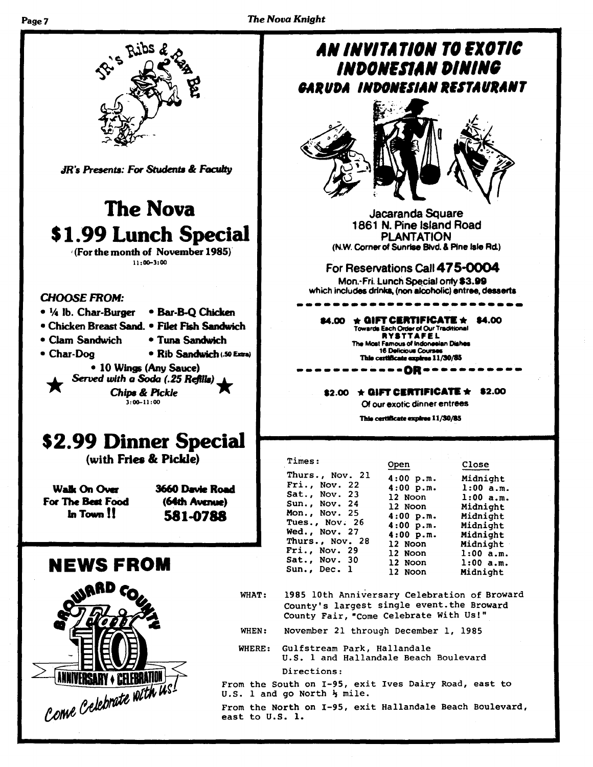JR's Ribs & Raw Bar

*JR's Presents: For Students & Faculty*

# The Nova
# $1.99 Lunch Special

(For the month of November 1985)
11:00-3:00

*CHOOSE FROM:*

- ¼ lb. Char-Burger
- Bar-B-Q Chicken
- Chicken Breast Sand.
- Filet Fish Sandwich
- Clam Sandwich
- Tuna Sandwich
- Char-Dog
- Rib Sandwich (.50 Extra)
- 10 Wings (Any Sauce)

★ *Served with a Soda (.25 Refills)* ★
*Chips & Pickle*
3:00-11:00

# $2.99 Dinner Special
(with Fries & Pickle)

**Walk On Over For The Best Food In Town !!**

**3660 Davie Road (64th Avenue) 581-0788**

# AN INVITATION TO EXOTIC INDONESIAN DINING
## GARUDA INDONESIAN RESTAURANT

Jacaranda Square
1861 N. Pine Island Road
PLANTATION
(N.W. Corner of Sunrise Blvd. & Pine Isle Rd.)

For Reservations Call **475-0004**

Mon.-Fri. Lunch Special only **$3.99** which includes drinks, (non alcoholic) entree, desserts

**$4.00 ★ GIFT CERTIFICATE ★ $4.00**
Towards Each Order of Our Traditional
**RYSTTAFEL**
The Most Famous of Indonesian Dishes
16 Delicious Courses
This certificate expires 11/30/85

**OR**

**$2.00 ★ GIFT CERTIFICATE ★ $2.00**
Of our exotic dinner entrees
This certificate expires 11/30/85

# NEWS FROM

BROWARD COUNTY Fair 10 ANNIVERSARY ♦ CELEBRATION *Come Celebrate with us!*

| Times: | Open | Close |
|---|---|---|
| Thurs., Nov. 21 | 4:00 p.m. | Midnight |
| Fri., Nov. 22 | 4:00 p.m. | 1:00 a.m. |
| Sat., Nov. 23 | 12 Noon | 1:00 a.m. |
| Sun., Nov. 24 | 12 Noon | Midnight |
| Mon., Nov. 25 | 4:00 p.m. | Midnight |
| Tues., Nov. 26 | 4:00 p.m. | Midnight |
| Wed., Nov. 27 | 4:00 p.m. | Midnight |
| Thurs., Nov. 28 | 12 Noon | Midnight |
| Fri., Nov. 29 | 12 Noon | 1:00 a.m. |
| Sat., Nov. 30 | 12 Noon | 1:00 a.m. |
| Sun., Dec. 1 | 12 Noon | Midnight |

WHAT: 1985 10th Anniversary Celebration of Broward County's largest single event.the Broward County Fair, "Come Celebrate With Us!"

WHEN: November 21 through December 1, 1985

WHERE: Gulfstream Park, Hallandale
U.S. 1 and Hallandale Beach Boulevard

Directions:

From the South on I-95, exit Ives Dairy Road, east to U.S. 1 and go North ½ mile.

From the North on I-95, exit Hallandale Beach Boulevard, east to U.S. 1.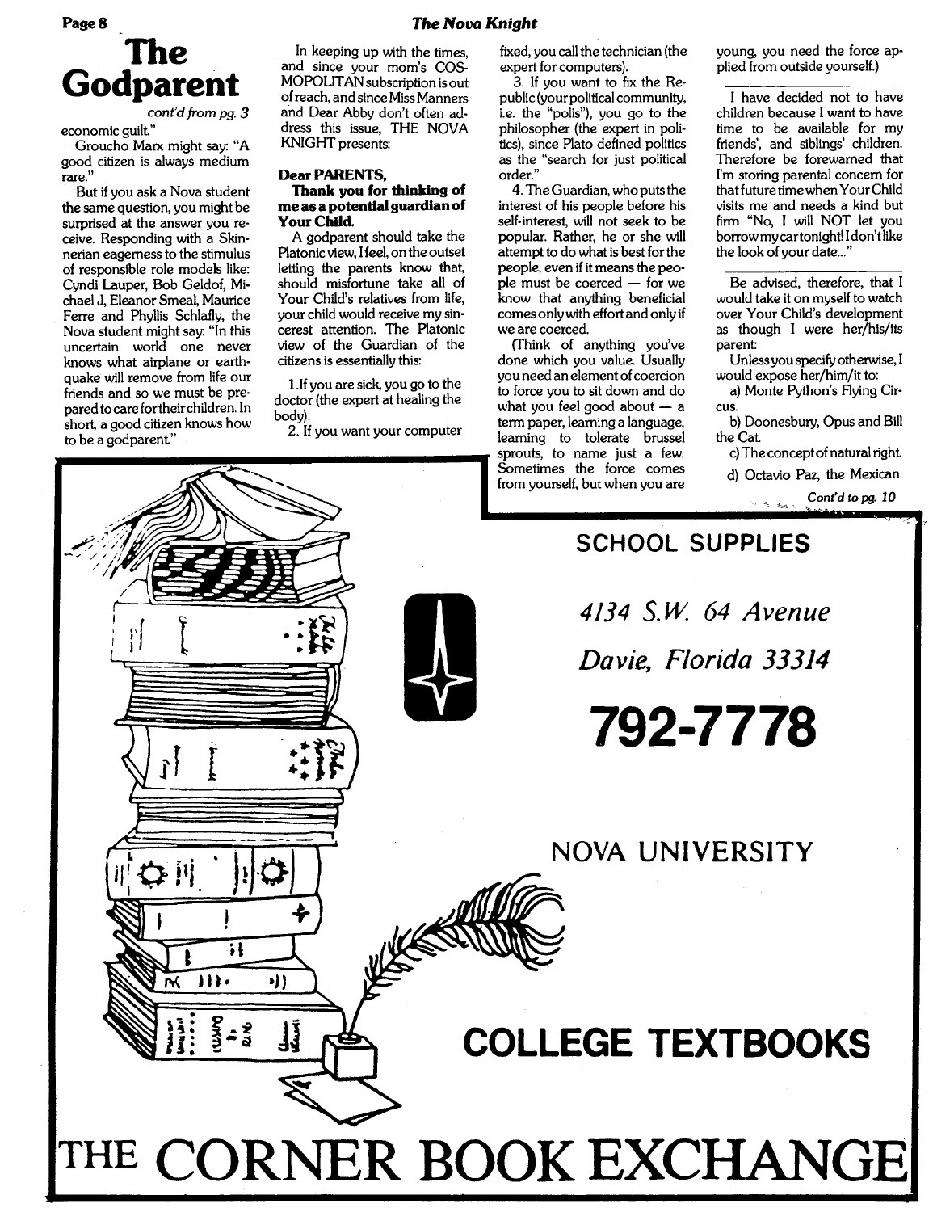# The Godparent

*cont'd from pg. 3*

economic guilt."

Groucho Marx might say: "A good citizen is always medium rare."

But if you ask a Nova student the same question, you might be surprised at the answer you receive. Responding with a Skinnerian eagerness to the stimulus of responsible role models like: Cyndi Lauper, Bob Geldof, Michael J, Eleanor Smeal, Maurice Ferre and Phyllis Schlafly, the Nova student might say: "In this uncertain world one never knows what airplane or earthquake will remove from life our friends and so we must be prepared to care for their children. In short, a good citizen knows how to be a godparent."

In keeping up with the times, and since your mom's COSMOPOLITAN subscription is out of reach, and since Miss Manners and Dear Abby don't often address this issue, THE NOVA KNIGHT presents:

**Dear PARENTS,**

**Thank you for thinking of me as a potential guardian of Your Child.**

A godparent should take the Platonic view, I feel, on the outset letting the parents know that, should misfortune take all of Your Child's relatives from life, your child would receive my sincerest attention. The Platonic view of the Guardian of the citizens is essentially this:

1. If you are sick, you go to the doctor (the expert at healing the body).
2. If you want your computer fixed, you call the technician (the expert for computers).
3. If you want to fix the Republic (your political community, i.e. the "polis"), you go to the philosopher (the expert in politics), since Plato defined politics as the "search for just political order."
4. The Guardian, who puts the interest of his people before his self-interest, will not seek to be popular. Rather, he or she will attempt to do what is best for the people, even if it means the people must be coerced — for we know that anything beneficial comes only with effort and only if we are coerced.

(Think of anything you've done which you value. Usually you need an element of coercion to force you to sit down and do what you feel good about — a term paper, learning a language, learning to tolerate brussel sprouts, to name just a few. Sometimes the force comes from yourself, but when you are young, you need the force applied from outside yourself.)

---

I have decided not to have children because I want to have time to be available for my friends', and siblings' children. Therefore be forewarned that I'm storing parental concern for that future time when Your Child visits me and needs a kind but firm "No, I will NOT let you borrow my car tonight! I don't like the look of your date..."

---

Be advised, therefore, that I would take it on myself to watch over Your Child's development as though I were her/his/its parent:

Unless you specify otherwise, I would expose her/him/it to:

a) Monte Python's Flying Circus.

b) Doonesbury, Opus and Bill the Cat.

c) The concept of natural right.

d) Octavio Paz, the Mexican

*Cont'd to pg. 10*

---

SCHOOL SUPPLIES

*4134 S.W. 64 Avenue*

*Davie, Florida 33314*

**792-7778**

NOVA UNIVERSITY

**COLLEGE TEXTBOOKS**

THE CORNER BOOK EXCHANGE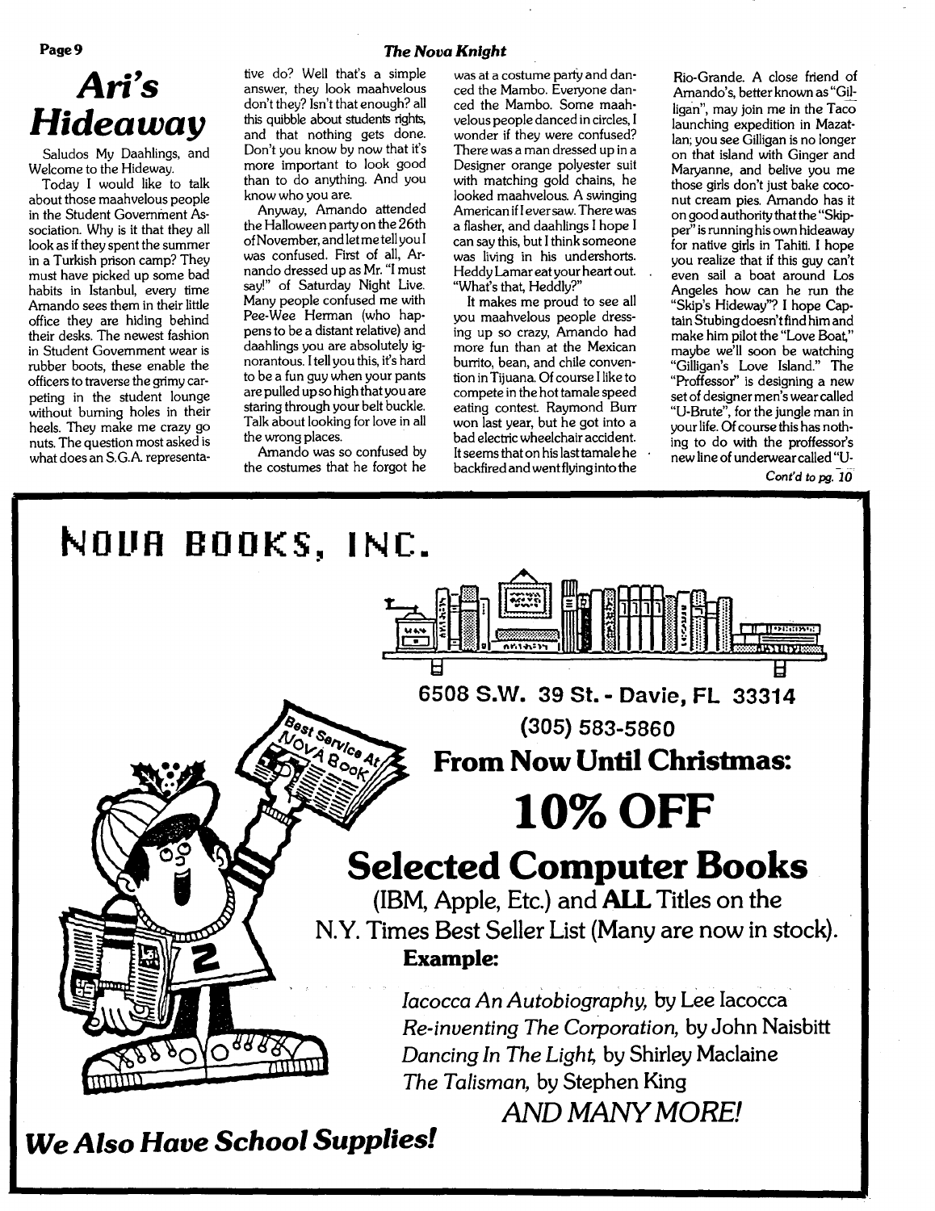# Ari's Hideaway

Saludos My Daahlings, and Welcome to the Hideway.

Today I would like to talk about those maahvelous people in the Student Government Association. Why is it that they all look as if they spent the summer in a Turkish prison camp? They must have picked up some bad habits in Istanbul, every time Amando sees them in their little office they are hiding behind their desks. The newest fashion in Student Government wear is rubber boots, these enable the officers to traverse the grimy carpeting in the student lounge without burning holes in their heels. They make me crazy go nuts. The question most asked is what does an S.G.A. representative do? Well that's a simple answer, they look maahvelous don't they? Isn't that enough? all this quibble about students rights, and that nothing gets done. Don't you know by now that it's more important to look good than to do anything. And you know who you are.

Anyway, Amando attended the Halloween party on the 26th of November, and let me tell you I was confused. First of all, Arnando dressed up as Mr. "I must say!" of Saturday Night Live. Many people confused me with Pee-Wee Herman (who happens to be a distant relative) and daahlings you are absolutely ignorantous. I tell you this, it's hard to be a fun guy when your pants are pulled up so high that you are staring through your belt buckle. Talk about looking for love in all the wrong places.

Amando was so confused by the costumes that he forgot he was at a costume party and danced the Mambo. Everyone danced the Mambo. Some maahvelous people danced in circles, I wonder if they were confused? There was a man dressed up in a Designer orange polyester suit with matching gold chains, he looked maahvelous. A swinging American if I ever saw. There was a flasher, and daahlings I hope I can say this, but I think someone was living in his undershorts. Heddy Lamar eat your heart out. "What's that, Heddly?"

It makes me proud to see all you maahvelous people dressing up so crazy, Amando had more fun than at the Mexican burrito, bean, and chile convention in Tijuana. Of course I like to compete in the hot tamale speed eating contest. Raymond Burr won last year, but he got into a bad electric wheelchair accident. It seems that on his last tamale he backfired and went flying into the Rio-Grande. A close friend of Amando's, better known as "Gilligan", may join me in the Taco launching expedition in Mazatlan; you see Gilligan is no longer on that island with Ginger and Maryanne, and belive you me those girls don't just bake coconut cream pies. Amando has it on good authority that the "Skipper" is running his own hideaway for native girls in Tahiti. I hope you realize that if this guy can't even sail a boat around Los Angeles how can he run the "Skip's Hideaway"? I hope Captain Stubing doesn't find him and make him pilot the "Love Boat," maybe we'll soon be watching "Gilligan's Love Island." The "Proffessor" is designing a new set of designer men's wear called "U-Brute", for the jungle man in your life. Of course this has nothing to do with the proffessor's new line of underwear called "U-

*Cont'd to pg. 10*

---

# NOVA BOOKS, INC.

6508 S.W. 39 St. - Davie, FL 33314

(305) 583-5860

**From Now Until Christmas:**

# 10% OFF

## Selected Computer Books

(IBM, Apple, Etc.) and **ALL** Titles on the N.Y. Times Best Seller List (Many are now in stock).

**Example:**

*Iacocca An Autobiography,* by Lee Iacocca
*Re-inventing The Corporation,* by John Naisbitt
*Dancing In The Light,* by Shirley Maclaine
*The Talisman,* by Stephen King

*AND MANY MORE!*

***We Also Have School Supplies!***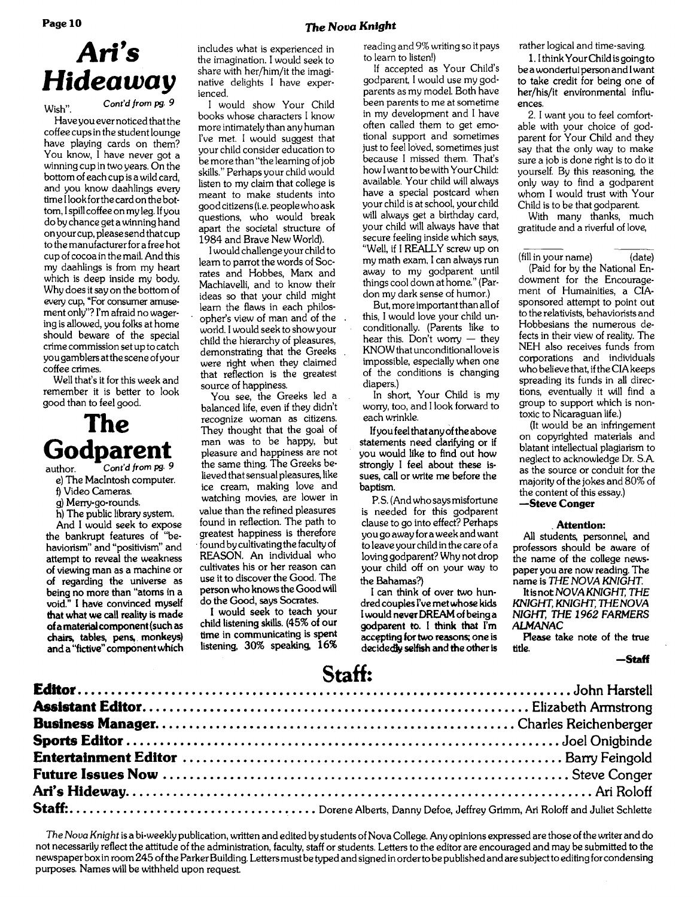# Ari's Hideaway

*Cont'd from pg. 9*

Wish".

Have you ever noticed that the coffee cups in the student lounge have playing cards on them? You know, I have never got a winning cup in two years. On the bottom of each cup is a wild card, and you know daahlings every time I look for the card on the bottom, I spill coffee on my leg. If you do by chance get a winning hand on your cup, please send that cup to the manufacturer for a free hot cup of cocoa in the mail. And this my daahlings is from my heart which is deep inside my body. Why does it say on the bottom of every cup, "For consumer amusement only"? I'm afraid no wagering is allowed, you folks at home should beware of the special crime commission set up to catch you gamblers at the scene of your coffee crimes.

Well that's it for this week and remember it is better to look good than to feel good.

# The Godparent

*Cont'd from pg. 9*

author.

e) The MacIntosh computer.

f) Video Cameras.

g) Merry-go-rounds.

h) The public library system.

And I would seek to expose the bankrupt features of "behaviorism" and "positivism" and attempt to reveal the weakness of viewing man as a machine or of regarding the universe as being no more than "atoms in a void." I have convinced myself that what we call reality is made of a material component (such as chairs, tables, pens, monkeys) and a "fictive" component which includes what is experienced in the imagination. I would seek to share with her/him/it the imaginative delights I have experienced.

I would show Your Child books whose characters I know more intimately than any human I've met. I would suggest that your child consider education to be more than "the learning of job skills." Perhaps your child would listen to my claim that college is meant to make students into good citizens (i.e. people who ask questions, who would break apart the societal structure of 1984 and Brave New World).

I would challenge your child to learn to parrot the words of Socrates and Hobbes, Marx and Machiavelli, and to know their ideas so that your child might learn the flaws in each philosopher's view of man and of the world. I would seek to show your child the hierarchy of pleasures, demonstrating that the Greeks were right when they claimed that reflection is the greatest source of happiness.

You see, the Greeks led a balanced life, even if they didn't recognize woman as citizens. They thought that the goal of man was to be happy, but pleasure and happiness are not the same thing. The Greeks believed that sensual pleasures, like ice cream, making love and watching movies, are lower in value than the refined pleasures found in reflection. The path to greatest happiness is therefore found by cultivating the faculty of REASON. An individual who cultivates his or her reason can use it to discover the Good. The person who knows the Good will do the Good, says Socrates.

I would seek to teach your child listening skills. (45% of our time in communicating is spent listening, 30% speaking, 16% reading and 9% writing so it pays to learn to listen!)

If accepted as Your Child's godparent, I would use my godparents as my model. Both have been parents to me at sometime in my development and I have often called them to get emotional support and sometimes just to feel loved, sometimes just because I missed them. That's how I want to be with Your Child: available. Your child will always have a special postcard when your child is at school, your child will always get a birthday card, your child will always have that secure feeling inside which says, "Well, if I REALLY screw up on my math exam, I can always run away to my godparent until things cool down at home." (Pardon my dark sense of humor.)

But, more important than all of this, I would love your child unconditionally. (Parents like to hear this. Don't worry — they KNOW that unconditional love is impossible, especially when one of the conditions is changing diapers.)

In short, Your Child is my worry, too, and I look forward to each wrinkle.

If you feel that any of the above statements need clarifying or if you would like to find out how strongly I feel about these issues, call or write me before the baptism.

P.S. (And who says misfortune is needed for this godparent clause to go into effect? Perhaps you go away for a week and want to leave your child in the care of a loving godparent? Why not drop your child off on your way to the Bahamas?)

I can think of over two hundred couples I've met whose kids I would never DREAM of being a godparent to. I think that I'm accepting for two reasons; one is decidedly selfish and the other is rather logical and time-saving.

1. I think Your Child is going to be a wonderful person and I want to take credit for being one of her/his/it environmental influences.

2. I want you to feel comfortable with your choice of godparent for Your Child and they say that the only way to make sure a job is done right is to do it yourself. By this reasoning, the only way to find a godparent whom I would trust with Your Child is to be that godparent.

With many thanks, much gratitude and a riverful of love,

(fill in your name) (date)

(Paid for by the National Endowment for the Encouragement of Humainities, a CIA-sponsored attempt to point out to the relativists, behaviorists and Hobbesians the numerous defects in their view of reality. The NEH also receives funds from corporations and individuals who believe that, if the CIA keeps spreading its funds in all directions, eventually it will find a group to support which is non-toxic to Nicaraguan life.)

(It would be an infringement on copyrighted materials and blatant intellectual plagiarism to neglect to acknowledge Dr. S.A. as the source or conduit for the majority of the jokes and 80% of the content of this essay.)

**—Steve Conger**

**Attention:**

All students, personnel, and professors should be aware of the name of the college newspaper you are now reading. The name is *THE NOVA KNIGHT*.

It is not *NOVA KNIGHT, THE KNIGHT, KNIGHT, THE NOVA NIGHT, THE 1962 FARMERS ALMANAC*

Please take note of the true title.

**—Staff**

# Staff:

**Editor** ........ John Harstell
**Assistant Editor** ........ Elizabeth Armstrong
**Business Manager** ........ Charles Reichenberger
**Sports Editor** ........ Joel Onigbinde
**Entertainment Editor** ........ Barry Feingold
**Future Issues Now** ........ Steve Conger
**Ari's Hideway** ........ Ari Roloff
**Staff:** ........ Dorene Alberts, Danny Defoe, Jeffrey Grimm, Ari Roloff and Juliet Schlette

*The Nova Knight* is a bi-weekly publication, written and edited by students of Nova College. Any opinions expressed are those of the writer and do not necessarily reflect the attitude of the administration, faculty, staff or students. Letters to the editor are encouraged and may be submitted to the newspaper box in room 245 of the Parker Building. Letters must be typed and signed in order to be published and are subject to editing for condensing purposes. Names will be withheld upon request.